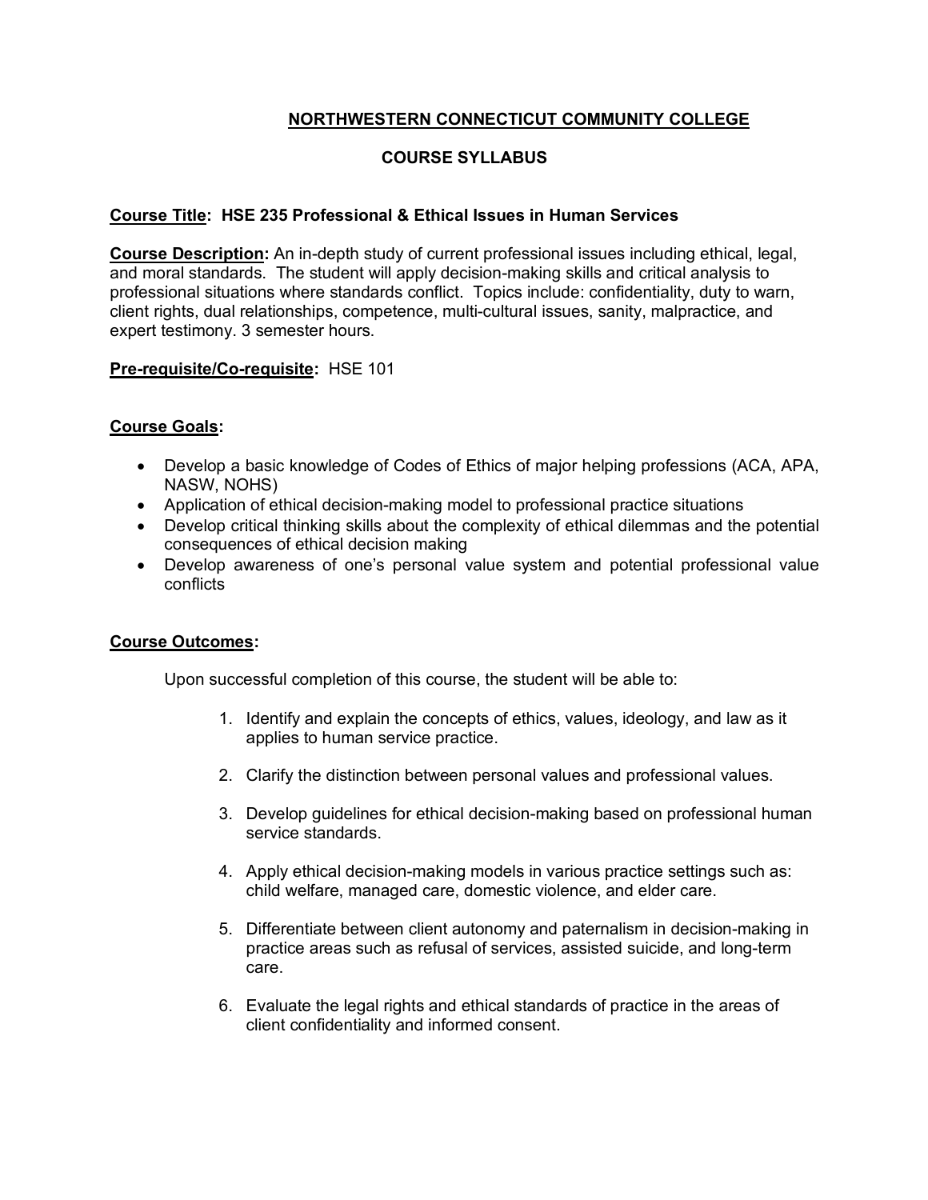# NORTHWESTERN CONNECTICUT COMMUNITY COLLEGE

## COURSE SYLLABUS

**Course Title: HSE 235 Professional & Ethical Issues in Human Services**

**Course Description:** An in-depth study of current professional issues including ethical, legal, and moral standards. The student will apply decision-making skills and critical analysis to professional situations where standards conflict. Topics include: confidentiality, duty to warn, client rights, dual relationships, competence, multi-cultural issues, sanity, malpractice, and expert testimony. 3 semester hours.

**Pre-requisite/Co-requisite:** HSE 101

**Course Goals:**

- Develop a basic knowledge of Codes of Ethics of major helping professions (ACA, APA, NASW, NOHS)
- Application of ethical decision-making model to professional practice situations
- Develop critical thinking skills about the complexity of ethical dilemmas and the potential consequences of ethical decision making
- Develop awareness of one's personal value system and potential professional value conflicts

**Course Outcomes:**

Upon successful completion of this course, the student will be able to:

1. Identify and explain the concepts of ethics, values, ideology, and law as it applies to human service practice.
2. Clarify the distinction between personal values and professional values.
3. Develop guidelines for ethical decision-making based on professional human service standards.
4. Apply ethical decision-making models in various practice settings such as: child welfare, managed care, domestic violence, and elder care.
5. Differentiate between client autonomy and paternalism in decision-making in practice areas such as refusal of services, assisted suicide, and long-term care.
6. Evaluate the legal rights and ethical standards of practice in the areas of client confidentiality and informed consent.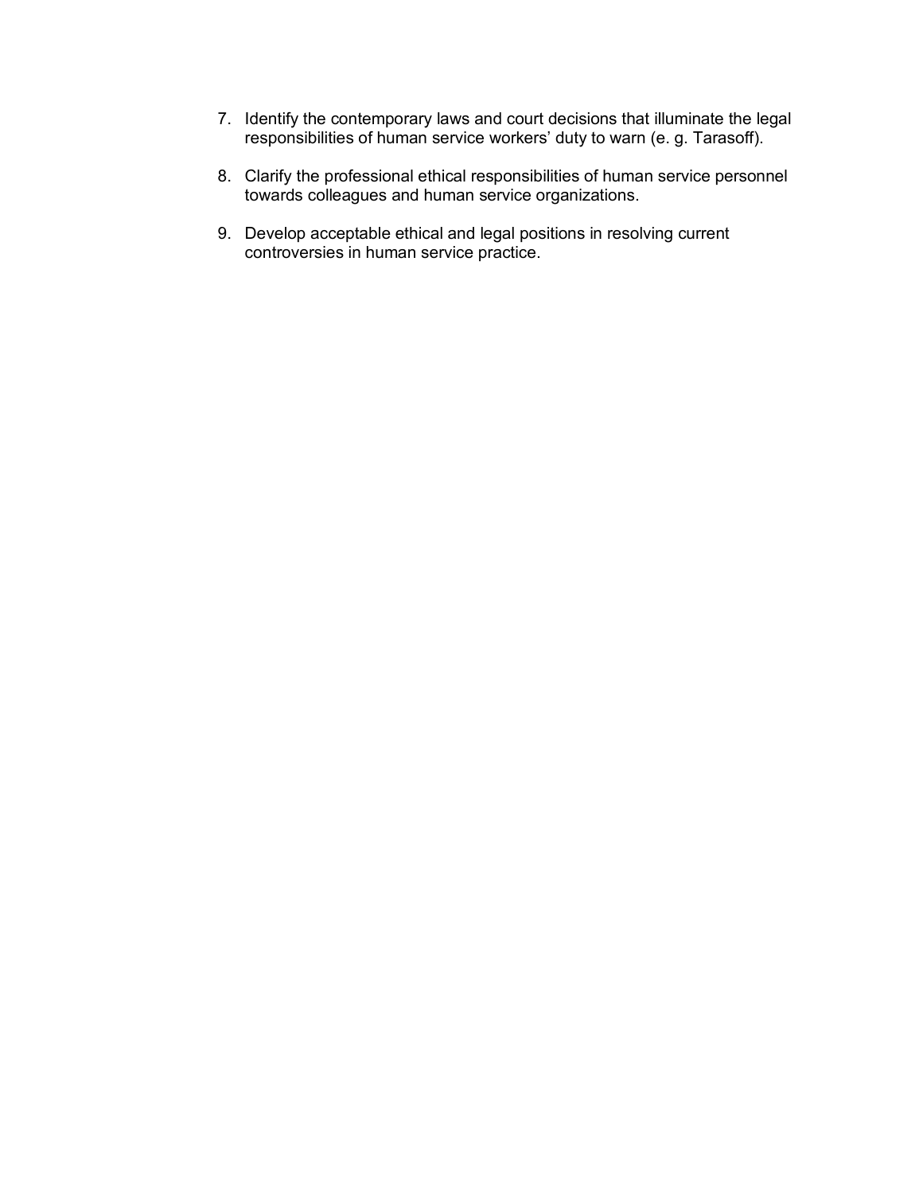7. Identify the contemporary laws and court decisions that illuminate the legal responsibilities of human service workers' duty to warn (e. g. Tarasoff).

8. Clarify the professional ethical responsibilities of human service personnel towards colleagues and human service organizations.

9. Develop acceptable ethical and legal positions in resolving current controversies in human service practice.